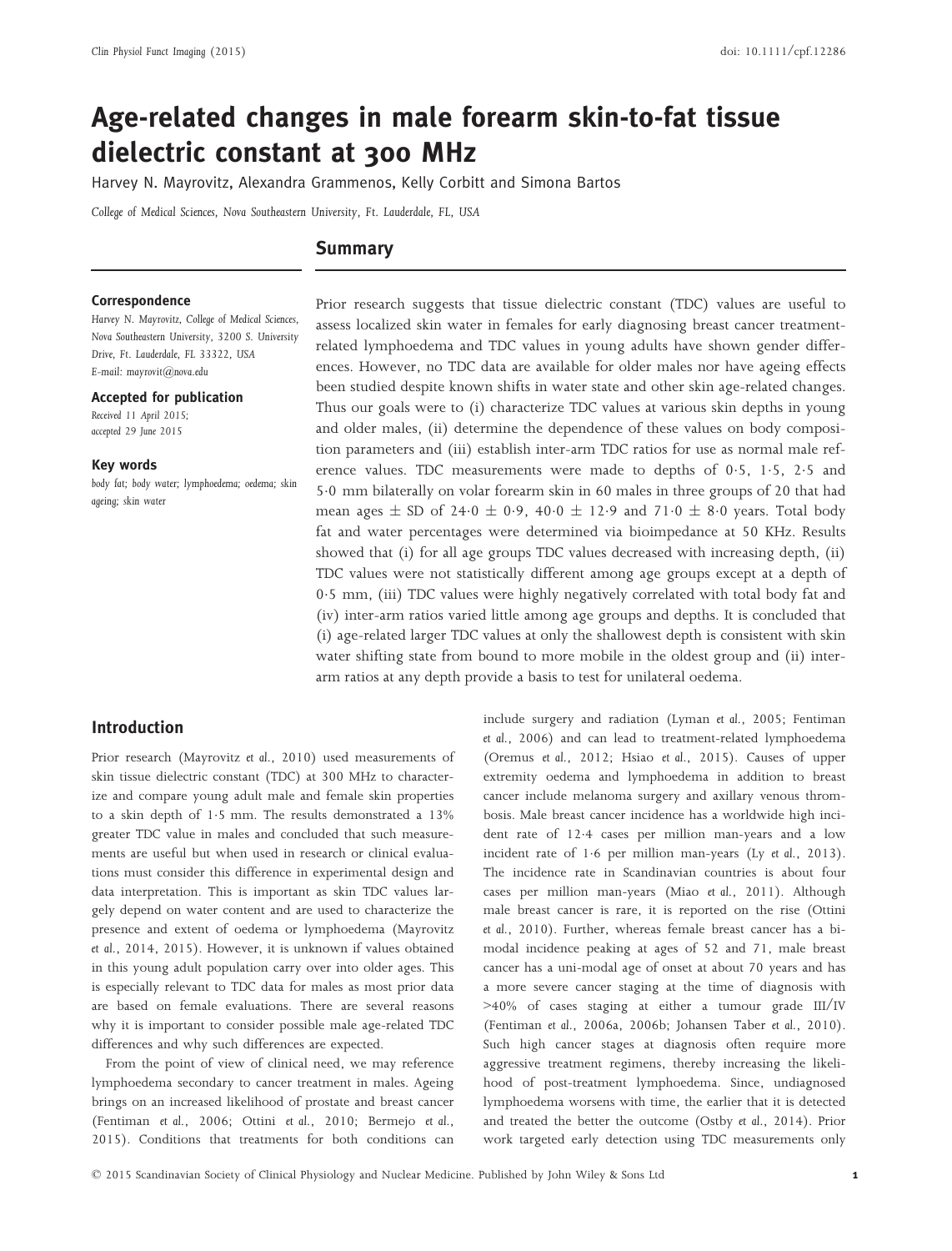# Age-related changes in male forearm skin-to-fat tissue dielectric constant at 300 MHz

Harvey N. Mayrovitz, Alexandra Grammenos, Kelly Corbitt and Simona Bartos

*College of Medical Sciences, Nova Southeastern University, Ft. Lauderdale, FL, USA*

## Summary

**Correspondence**
Harvey N. Mayrovitz, College of Medical Sciences, Nova Southeastern University, 3200 S. University Drive, Ft. Lauderdale, FL 33322, USA
E-mail: mayrovit@nova.edu

**Accepted for publication**
Received 11 April 2015;
accepted 29 June 2015

**Key words**
body fat; body water; lymphoedema; oedema; skin ageing; skin water

Prior research suggests that tissue dielectric constant (TDC) values are useful to assess localized skin water in females for early diagnosing breast cancer treatment-related lymphoedema and TDC values in young adults have shown gender differences. However, no TDC data are available for older males nor have ageing effects been studied despite known shifts in water state and other skin age-related changes. Thus our goals were to (i) characterize TDC values at various skin depths in young and older males, (ii) determine the dependence of these values on body composition parameters and (iii) establish inter-arm TDC ratios for use as normal male reference values. TDC measurements were made to depths of 0·5, 1·5, 2·5 and 5·0 mm bilaterally on volar forearm skin in 60 males in three groups of 20 that had mean ages ± SD of 24·0 ± 0·9, 40·0 ± 12·9 and 71·0 ± 8·0 years. Total body fat and water percentages were determined via bioimpedance at 50 KHz. Results showed that (i) for all age groups TDC values decreased with increasing depth, (ii) TDC values were not statistically different among age groups except at a depth of 0·5 mm, (iii) TDC values were highly negatively correlated with total body fat and (iv) inter-arm ratios varied little among age groups and depths. It is concluded that (i) age-related larger TDC values at only the shallowest depth is consistent with skin water shifting state from bound to more mobile in the oldest group and (ii) inter-arm ratios at any depth provide a basis to test for unilateral oedema.

## Introduction

Prior research (Mayrovitz *et al*., 2010) used measurements of skin tissue dielectric constant (TDC) at 300 MHz to characterize and compare young adult male and female skin properties to a skin depth of 1·5 mm. The results demonstrated a 13% greater TDC value in males and concluded that such measurements are useful but when used in research or clinical evaluations must consider this difference in experimental design and data interpretation. This is important as skin TDC values largely depend on water content and are used to characterize the presence and extent of oedema or lymphoedema (Mayrovitz *et al*., 2014, 2015). However, it is unknown if values obtained in this young adult population carry over into older ages. This is especially relevant to TDC data for males as most prior data are based on female evaluations. There are several reasons why it is important to consider possible male age-related TDC differences and why such differences are expected.

From the point of view of clinical need, we may reference lymphoedema secondary to cancer treatment in males. Ageing brings on an increased likelihood of prostate and breast cancer (Fentiman *et al*., 2006; Ottini *et al*., 2010; Bermejo *et al*., 2015). Conditions that treatments for both conditions can include surgery and radiation (Lyman *et al*., 2005; Fentiman *et al*., 2006) and can lead to treatment-related lymphoedema (Oremus *et al*., 2012; Hsiao *et al*., 2015). Causes of upper extremity oedema and lymphoedema in addition to breast cancer include melanoma surgery and axillary venous thrombosis. Male breast cancer incidence has a worldwide high incident rate of 12·4 cases per million man-years and a low incident rate of 1·6 per million man-years (Ly *et al*., 2013). The incidence rate in Scandinavian countries is about four cases per million man-years (Miao *et al*., 2011). Although male breast cancer is rare, it is reported on the rise (Ottini *et al*., 2010). Further, whereas female breast cancer has a bimodal incidence peaking at ages of 52 and 71, male breast cancer has a uni-modal age of onset at about 70 years and has a more severe cancer staging at the time of diagnosis with >40% of cases staging at either a tumour grade III/IV (Fentiman *et al*., 2006a, 2006b; Johansen Taber *et al*., 2010). Such high cancer stages at diagnosis often require more aggressive treatment regimens, thereby increasing the likelihood of post-treatment lymphoedema. Since, undiagnosed lymphoedema worsens with time, the earlier that it is detected and treated the better the outcome (Ostby *et al*., 2014). Prior work targeted early detection using TDC measurements only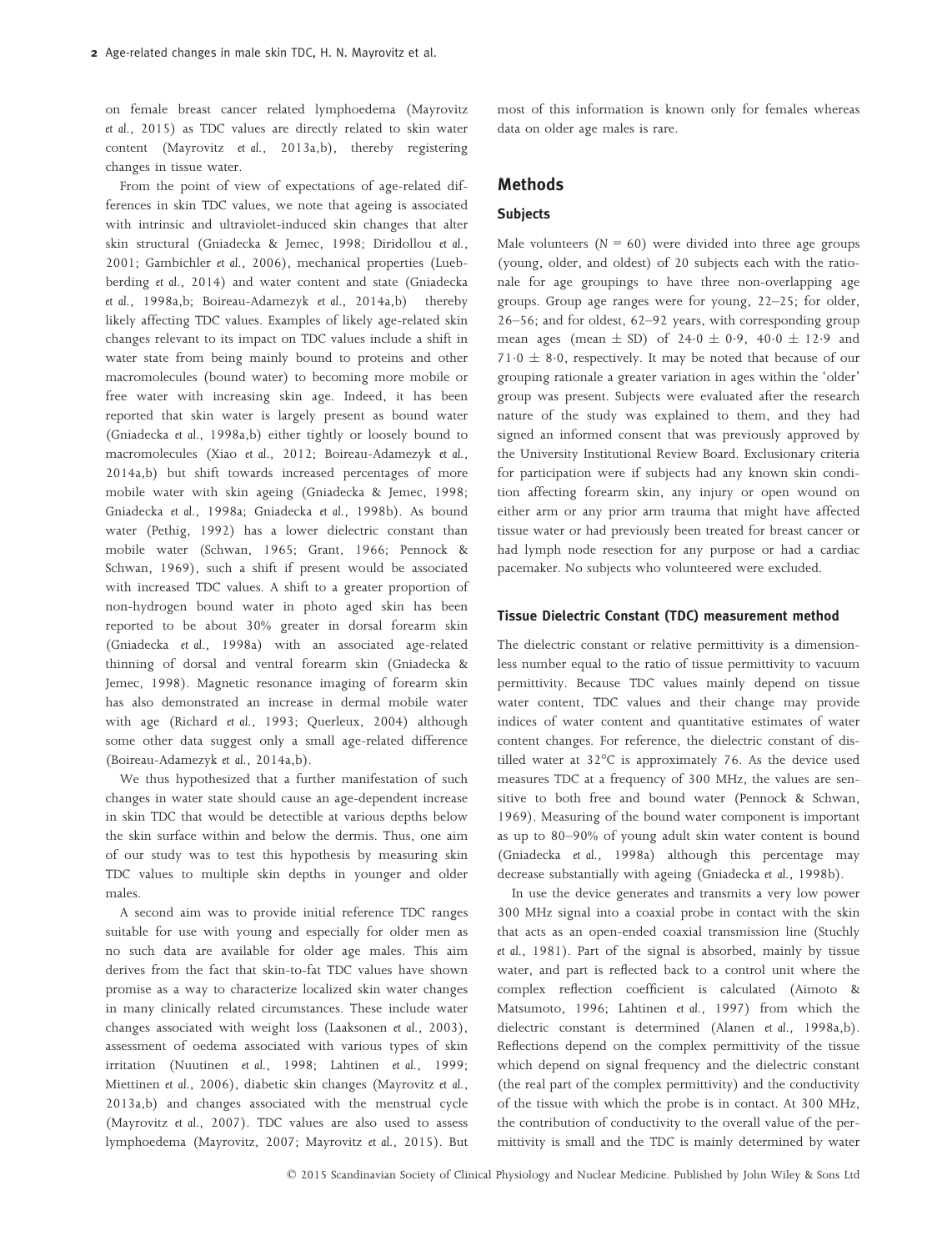on female breast cancer related lymphoedema (Mayrovitz *et al.*, 2015) as TDC values are directly related to skin water content (Mayrovitz *et al.*, 2013a,b), thereby registering changes in tissue water.

From the point of view of expectations of age-related differences in skin TDC values, we note that ageing is associated with intrinsic and ultraviolet-induced skin changes that alter skin structural (Gniadecka & Jemec, 1998; Diridollou *et al.*, 2001; Gambichler *et al.*, 2006), mechanical properties (Luebberding *et al.*, 2014) and water content and state (Gniadecka *et al.*, 1998a,b; Boireau-Adamezyk *et al.*, 2014a,b) thereby likely affecting TDC values. Examples of likely age-related skin changes relevant to its impact on TDC values include a shift in water state from being mainly bound to proteins and other macromolecules (bound water) to becoming more mobile or free water with increasing skin age. Indeed, it has been reported that skin water is largely present as bound water (Gniadecka *et al.*, 1998a,b) either tightly or loosely bound to macromolecules (Xiao *et al.*, 2012; Boireau-Adamezyk *et al.*, 2014a,b) but shift towards increased percentages of more mobile water with skin ageing (Gniadecka & Jemec, 1998; Gniadecka *et al.*, 1998a; Gniadecka *et al.*, 1998b). As bound water (Pethig, 1992) has a lower dielectric constant than mobile water (Schwan, 1965; Grant, 1966; Pennock & Schwan, 1969), such a shift if present would be associated with increased TDC values. A shift to a greater proportion of non-hydrogen bound water in photo aged skin has been reported to be about 30% greater in dorsal forearm skin (Gniadecka *et al.*, 1998a) with an associated age-related thinning of dorsal and ventral forearm skin (Gniadecka & Jemec, 1998). Magnetic resonance imaging of forearm skin has also demonstrated an increase in dermal mobile water with age (Richard *et al.*, 1993; Querleux, 2004) although some other data suggest only a small age-related difference (Boireau-Adamezyk *et al.*, 2014a,b).

We thus hypothesized that a further manifestation of such changes in water state should cause an age-dependent increase in skin TDC that would be detectible at various depths below the skin surface within and below the dermis. Thus, one aim of our study was to test this hypothesis by measuring skin TDC values to multiple skin depths in younger and older males.

A second aim was to provide initial reference TDC ranges suitable for use with young and especially for older men as no such data are available for older age males. This aim derives from the fact that skin-to-fat TDC values have shown promise as a way to characterize localized skin water changes in many clinically related circumstances. These include water changes associated with weight loss (Laaksonen *et al.*, 2003), assessment of oedema associated with various types of skin irritation (Nuutinen *et al.*, 1998; Lahtinen *et al.*, 1999; Miettinen *et al.*, 2006), diabetic skin changes (Mayrovitz *et al.*, 2013a,b) and changes associated with the menstrual cycle (Mayrovitz *et al.*, 2007). TDC values are also used to assess lymphoedema (Mayrovitz, 2007; Mayrovitz *et al.*, 2015). But most of this information is known only for females whereas data on older age males is rare.

## Methods

### Subjects

Male volunteers (N = 60) were divided into three age groups (young, older, and oldest) of 20 subjects each with the rationale for age groupings to have three non-overlapping age groups. Group age ranges were for young, 22–25; for older, 26–56; and for oldest, 62–92 years, with corresponding group mean ages (mean ± SD) of 24·0 ± 0·9, 40·0 ± 12·9 and 71·0 ± 8·0, respectively. It may be noted that because of our grouping rationale a greater variation in ages within the 'older' group was present. Subjects were evaluated after the research nature of the study was explained to them, and they had signed an informed consent that was previously approved by the University Institutional Review Board. Exclusionary criteria for participation were if subjects had any known skin condition affecting forearm skin, any injury or open wound on either arm or any prior arm trauma that might have affected tissue water or had previously been treated for breast cancer or had lymph node resection for any purpose or had a cardiac pacemaker. No subjects who volunteered were excluded.

### Tissue Dielectric Constant (TDC) measurement method

The dielectric constant or relative permittivity is a dimensionless number equal to the ratio of tissue permittivity to vacuum permittivity. Because TDC values mainly depend on tissue water content, TDC values and their change may provide indices of water content and quantitative estimates of water content changes. For reference, the dielectric constant of distilled water at 32°C is approximately 76. As the device used measures TDC at a frequency of 300 MHz, the values are sensitive to both free and bound water (Pennock & Schwan, 1969). Measuring of the bound water component is important as up to 80–90% of young adult skin water content is bound (Gniadecka *et al.*, 1998a) although this percentage may decrease substantially with ageing (Gniadecka *et al.*, 1998b).

In use the device generates and transmits a very low power 300 MHz signal into a coaxial probe in contact with the skin that acts as an open-ended coaxial transmission line (Stuchly *et al.*, 1981). Part of the signal is absorbed, mainly by tissue water, and part is reflected back to a control unit where the complex reflection coefficient is calculated (Aimoto & Matsumoto, 1996; Lahtinen *et al.*, 1997) from which the dielectric constant is determined (Alanen *et al.*, 1998a,b). Reflections depend on the complex permittivity of the tissue which depend on signal frequency and the dielectric constant (the real part of the complex permittivity) and the conductivity of the tissue with which the probe is in contact. At 300 MHz, the contribution of conductivity to the overall value of the permittivity is small and the TDC is mainly determined by water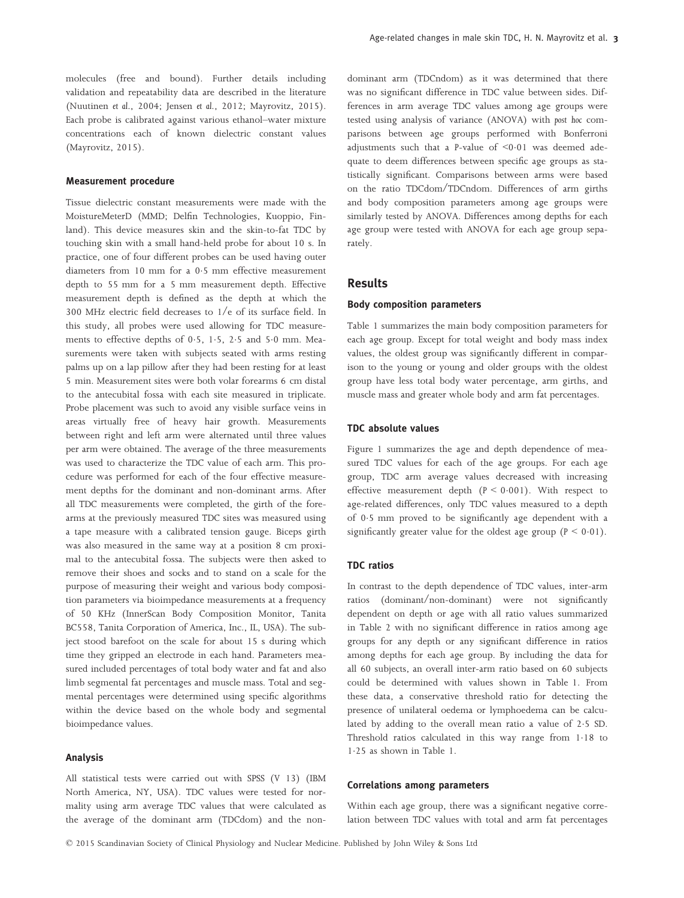molecules (free and bound). Further details including validation and repeatability data are described in the literature (Nuutinen *et al.*, 2004; Jensen *et al.*, 2012; Mayrovitz, 2015). Each probe is calibrated against various ethanol–water mixture concentrations each of known dielectric constant values (Mayrovitz, 2015).

### Measurement procedure

Tissue dielectric constant measurements were made with the MoistureMeterD (MMD; Delfin Technologies, Kuoppio, Finland). This device measures skin and the skin-to-fat TDC by touching skin with a small hand-held probe for about 10 s. In practice, one of four different probes can be used having outer diameters from 10 mm for a 0·5 mm effective measurement depth to 55 mm for a 5 mm measurement depth. Effective measurement depth is defined as the depth at which the 300 MHz electric field decreases to 1/e of its surface field. In this study, all probes were used allowing for TDC measurements to effective depths of 0·5, 1·5, 2·5 and 5·0 mm. Measurements were taken with subjects seated with arms resting palms up on a lap pillow after they had been resting for at least 5 min. Measurement sites were both volar forearms 6 cm distal to the antecubital fossa with each site measured in triplicate. Probe placement was such to avoid any visible surface veins in areas virtually free of heavy hair growth. Measurements between right and left arm were alternated until three values per arm were obtained. The average of the three measurements was used to characterize the TDC value of each arm. This procedure was performed for each of the four effective measurement depths for the dominant and non-dominant arms. After all TDC measurements were completed, the girth of the forearms at the previously measured TDC sites was measured using a tape measure with a calibrated tension gauge. Biceps girth was also measured in the same way at a position 8 cm proximal to the antecubital fossa. The subjects were then asked to remove their shoes and socks and to stand on a scale for the purpose of measuring their weight and various body composition parameters via bioimpedance measurements at a frequency of 50 KHz (InnerScan Body Composition Monitor, Tanita BC558, Tanita Corporation of America, Inc., IL, USA). The subject stood barefoot on the scale for about 15 s during which time they gripped an electrode in each hand. Parameters measured included percentages of total body water and fat and also limb segmental fat percentages and muscle mass. Total and segmental percentages were determined using specific algorithms within the device based on the whole body and segmental bioimpedance values.

### Analysis

All statistical tests were carried out with SPSS (V 13) (IBM North America, NY, USA). TDC values were tested for normality using arm average TDC values that were calculated as the average of the dominant arm (TDCdom) and the non-dominant arm (TDCndom) as it was determined that there was no significant difference in TDC value between sides. Differences in arm average TDC values among age groups were tested using analysis of variance (ANOVA) with *post hoc* comparisons between age groups performed with Bonferroni adjustments such that a P-value of $<0{\cdot}01$ was deemed adequate to deem differences between specific age groups as statistically significant. Comparisons between arms were based on the ratio TDCdom/TDCndom. Differences of arm girths and body composition parameters among age groups were similarly tested by ANOVA. Differences among depths for each age group were tested with ANOVA for each age group separately.

## Results

### Body composition parameters

Table 1 summarizes the main body composition parameters for each age group. Except for total weight and body mass index values, the oldest group was significantly different in comparison to the young or young and older groups with the oldest group have less total body water percentage, arm girths, and muscle mass and greater whole body and arm fat percentages.

### TDC absolute values

Figure 1 summarizes the age and depth dependence of measured TDC values for each of the age groups. For each age group, TDC arm average values decreased with increasing effective measurement depth ($P < 0{\cdot}001$). With respect to age-related differences, only TDC values measured to a depth of 0·5 mm proved to be significantly age dependent with a significantly greater value for the oldest age group ($P < 0{\cdot}01$).

### TDC ratios

In contrast to the depth dependence of TDC values, inter-arm ratios (dominant/non-dominant) were not significantly dependent on depth or age with all ratio values summarized in Table 2 with no significant difference in ratios among age groups for any depth or any significant difference in ratios among depths for each age group. By including the data for all 60 subjects, an overall inter-arm ratio based on 60 subjects could be determined with values shown in Table 1. From these data, a conservative threshold ratio for detecting the presence of unilateral oedema or lymphoedema can be calculated by adding to the overall mean ratio a value of 2·5 SD. Threshold ratios calculated in this way range from 1·18 to 1·25 as shown in Table 1.

### Correlations among parameters

Within each age group, there was a significant negative correlation between TDC values with total and arm fat percentages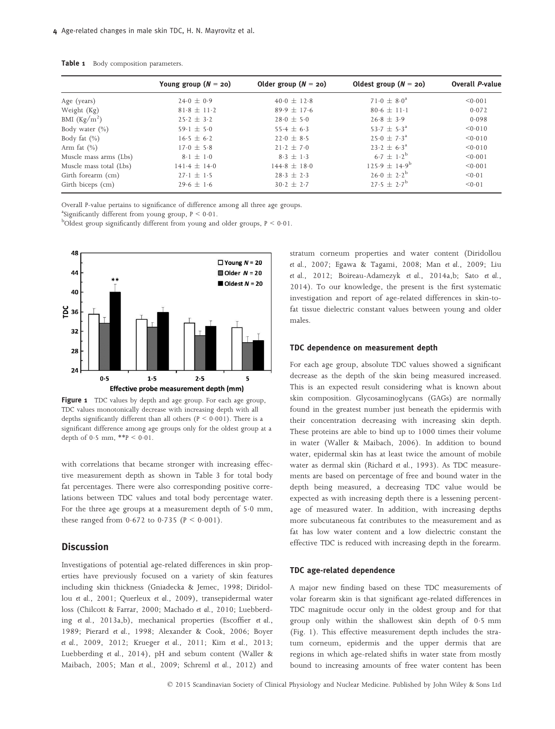**Table 1** Body composition parameters.

| | Young group ($N$ = 20) | Older group ($N$ = 20) | Oldest group ($N$ = 20) | Overall $P$-value |
|---|---|---|---|---|
| Age (years) | 24·0 ± 0·9 | 40·0 ± 12·8 | 71·0 ± 8·0[a] | <0·001 |
| Weight (Kg) | 81·8 ± 11·2 | 89·9 ± 17·6 | 80·6 ± 11·1 | 0·072 |
| BMI (Kg/m$^2$) | 25·2 ± 3·2 | 28·0 ± 5·0 | 26·8 ± 3·9 | 0·098 |
| Body water (%) | 59·1 ± 5·0 | 55·4 ± 6·3 | 53·7 ± 5·3[a] | <0·010 |
| Body fat (%) | 16·5 ± 6·2 | 22·0 ± 8·5 | 25·0 ± 7·3[a] | <0·010 |
| Arm fat (%) | 17·0 ± 5·8 | 21·2 ± 7·0 | 23·2 ± 6·3[a] | <0·010 |
| Muscle mass arms (Lbs) | 8·1 ± 1·0 | 8·3 ± 1·3 | 6·7 ± 1·2[b] | <0·001 |
| Muscle mass total (Lbs) | 141·4 ± 14·0 | 144·8 ± 18·0 | 125·9 ± 14·9[b] | <0·001 |
| Girth forearm (cm) | 27·1 ± 1·5 | 28·3 ± 2·3 | 26·0 ± 2·2[b] | <0·01 |
| Girth biceps (cm) | 29·6 ± 1·6 | 30·2 ± 2·7 | 27·5 ± 2·7[b] | <0·01 |

Overall P-value pertains to significance of difference among all three age groups.
[a]Significantly different from young group, $P < 0{\cdot}01$.
[b]Oldest group significantly different from young and older groups, $P < 0{\cdot}01$.

**Figure 1** TDC values by depth and age group. For each age group, TDC values monotonically decrease with increasing depth with all depths significantly different than all others ($P < 0{\cdot}001$). There is a significant difference among age groups only for the oldest group at a depth of 0·5 mm, **$P < 0{\cdot}01$.

with correlations that became stronger with increasing effective measurement depth as shown in Table 3 for total body fat percentages. There were also corresponding positive correlations between TDC values and total body percentage water. For the three age groups at a measurement depth of 5·0 mm, these ranged from 0·672 to 0·735 ($P < 0{\cdot}001$).

## Discussion

Investigations of potential age-related differences in skin properties have previously focused on a variety of skin features including skin thickness (Gniadecka & Jemec, 1998; Diridollou *et al.*, 2001; Querleux *et al.*, 2009), transepidermal water loss (Chilcott & Farrar, 2000; Machado *et al.*, 2010; Luebberding *et al.*, 2013a,b), mechanical properties (Escoffier *et al.*, 1989; Pierard *et al.*, 1998; Alexander & Cook, 2006; Boyer *et al.*, 2009, 2012; Krueger *et al.*, 2011; Kim *et al.*, 2013; Luebberding *et al.*, 2014), pH and sebum content (Waller & Maibach, 2005; Man *et al.*, 2009; Schreml *et al.*, 2012) and stratum corneum properties and water content (Diridollou *et al.*, 2007; Egawa & Tagami, 2008; Man *et al.*, 2009; Liu *et al.*, 2012; Boireau-Adamezyk *et al.*, 2014a,b; Sato *et al.*, 2014). To our knowledge, the present is the first systematic investigation and report of age-related differences in skin-to-fat tissue dielectric constant values between young and older males.

### TDC dependence on measurement depth

For each age group, absolute TDC values showed a significant decrease as the depth of the skin being measured increased. This is an expected result considering what is known about skin composition. Glycosaminoglycans (GAGs) are normally found in the greatest number just beneath the epidermis with their concentration decreasing with increasing skin depth. These proteins are able to bind up to 1000 times their volume in water (Waller & Maibach, 2006). In addition to bound water, epidermal skin has at least twice the amount of mobile water as dermal skin (Richard *et al.*, 1993). As TDC measurements are based on percentage of free and bound water in the depth being measured, a decreasing TDC value would be expected as with increasing depth there is a lessening percentage of measured water. In addition, with increasing depths more subcutaneous fat contributes to the measurement and as fat has low water content and a low dielectric constant the effective TDC is reduced with increasing depth in the forearm.

### TDC age-related dependence

A major new finding based on these TDC measurements of volar forearm skin is that significant age-related differences in TDC magnitude occur only in the oldest group and for that group only within the shallowest skin depth of 0·5 mm (Fig. 1). This effective measurement depth includes the stratum corneum, epidermis and the upper dermis that are regions in which age-related shifts in water state from mostly bound to increasing amounts of free water content has been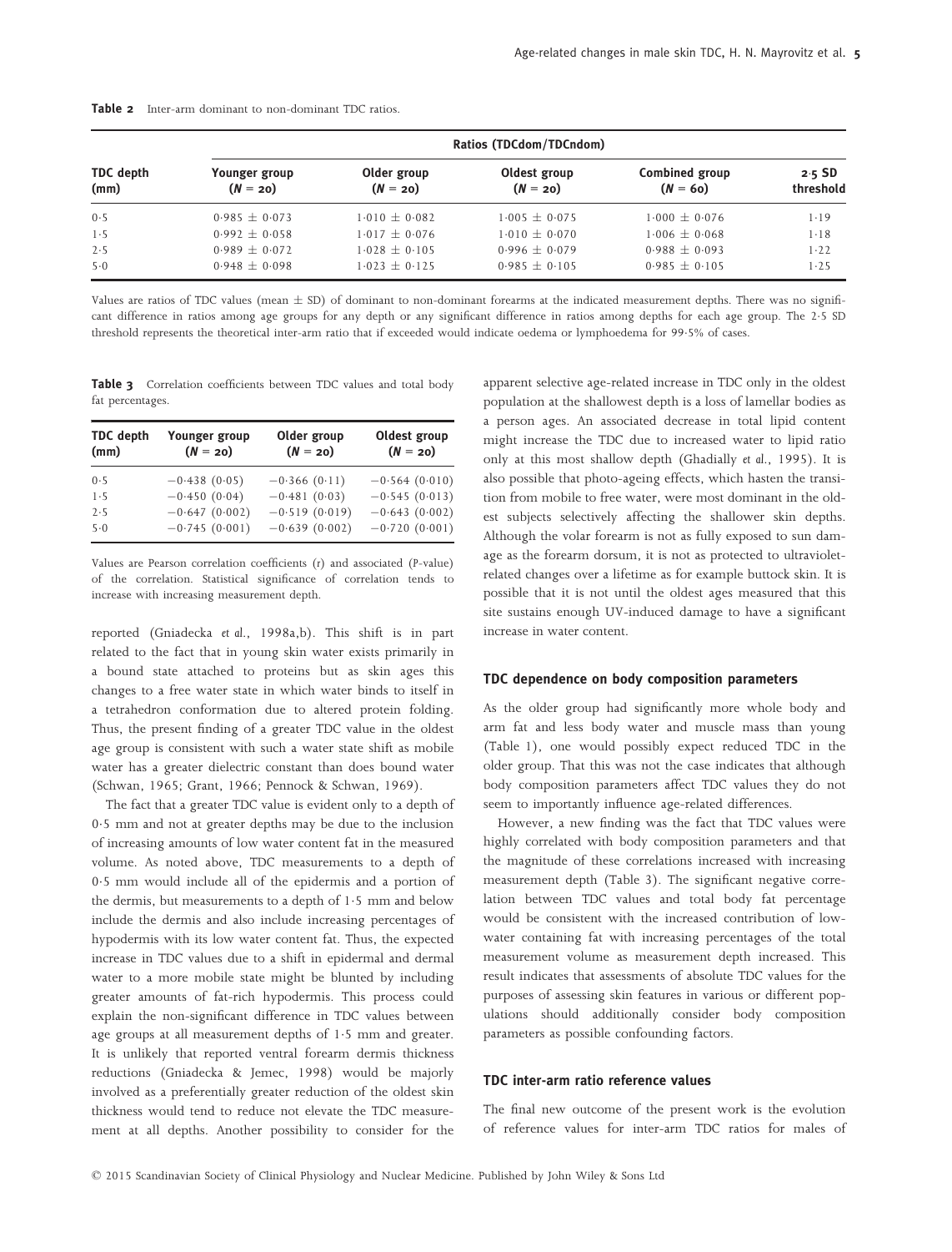**Table 2** Inter-arm dominant to non-dominant TDC ratios.

| TDC depth (mm) | Ratios (TDCdom/TDCndom) | | | | |
|---|---|---|---|---|---|
| | Younger group ($N$ = 20) | Older group ($N$ = 20) | Oldest group ($N$ = 20) | Combined group ($N$ = 60) | 2·5 SD threshold |
| 0·5 | 0·985 ± 0·073 | 1·010 ± 0·082 | 1·005 ± 0·075 | 1·000 ± 0·076 | 1·19 |
| 1·5 | 0·992 ± 0·058 | 1·017 ± 0·076 | 1·010 ± 0·070 | 1·006 ± 0·068 | 1·18 |
| 2·5 | 0·989 ± 0·072 | 1·028 ± 0·105 | 0·996 ± 0·079 | 0·988 ± 0·093 | 1·22 |
| 5·0 | 0·948 ± 0·098 | 1·023 ± 0·125 | 0·985 ± 0·105 | 0·985 ± 0·105 | 1·25 |

Values are ratios of TDC values (mean ± SD) of dominant to non-dominant forearms at the indicated measurement depths. There was no significant difference in ratios among age groups for any depth or any significant difference in ratios among depths for each age group. The 2·5 SD threshold represents the theoretical inter-arm ratio that if exceeded would indicate oedema or lymphoedema for 99·5% of cases.

**Table 3** Correlation coefficients between TDC values and total body fat percentages.

| TDC depth (mm) | Younger group ($N$ = 20) | Older group ($N$ = 20) | Oldest group ($N$ = 20) |
|---|---|---|---|
| 0·5 | −0·438 (0·05) | −0·366 (0·11) | −0·564 (0·010) |
| 1·5 | −0·450 (0·04) | −0·481 (0·03) | −0·545 (0·013) |
| 2·5 | −0·647 (0·002) | −0·519 (0·019) | −0·643 (0·002) |
| 5·0 | −0·745 (0·001) | −0·639 (0·002) | −0·720 (0·001) |

Values are Pearson correlation coefficients ($r$) and associated ($P$-value) of the correlation. Statistical significance of correlation tends to increase with increasing measurement depth.

reported (Gniadecka *et al.*, 1998a,b). This shift is in part related to the fact that in young skin water exists primarily in a bound state attached to proteins but as skin ages this changes to a free water state in which water binds to itself in a tetrahedron conformation due to altered protein folding. Thus, the present finding of a greater TDC value in the oldest age group is consistent with such a water state shift as mobile water has a greater dielectric constant than does bound water (Schwan, 1965; Grant, 1966; Pennock & Schwan, 1969).

The fact that a greater TDC value is evident only to a depth of 0·5 mm and not at greater depths may be due to the inclusion of increasing amounts of low water content fat in the measured volume. As noted above, TDC measurements to a depth of 0·5 mm would include all of the epidermis and a portion of the dermis, but measurements to a depth of 1·5 mm and below include the dermis and also include increasing percentages of hypodermis with its low water content fat. Thus, the expected increase in TDC values due to a shift in epidermal and dermal water to a more mobile state might be blunted by including greater amounts of fat-rich hypodermis. This process could explain the non-significant difference in TDC values between age groups at all measurement depths of 1·5 mm and greater. It is unlikely that reported ventral forearm dermis thickness reductions (Gniadecka & Jemec, 1998) would be majorly involved as a preferentially greater reduction of the oldest skin thickness would tend to reduce not elevate the TDC measurement at all depths. Another possibility to consider for the apparent selective age-related increase in TDC only in the oldest population at the shallowest depth is a loss of lamellar bodies as a person ages. An associated decrease in total lipid content might increase the TDC due to increased water to lipid ratio only at this most shallow depth (Ghadially *et al.*, 1995). It is also possible that photo-ageing effects, which hasten the transition from mobile to free water, were most dominant in the oldest subjects selectively affecting the shallower skin depths. Although the volar forearm is not as fully exposed to sun damage as the forearm dorsum, it is not as protected to ultraviolet-related changes over a lifetime as for example buttock skin. It is possible that it is not until the oldest ages measured that this site sustains enough UV-induced damage to have a significant increase in water content.

### TDC dependence on body composition parameters

As the older group had significantly more whole body and arm fat and less body water and muscle mass than young (Table 1), one would possibly expect reduced TDC in the older group. That this was not the case indicates that although body composition parameters affect TDC values they do not seem to importantly influence age-related differences.

However, a new finding was the fact that TDC values were highly correlated with body composition parameters and that the magnitude of these correlations increased with increasing measurement depth (Table 3). The significant negative correlation between TDC values and total body fat percentage would be consistent with the increased contribution of low-water containing fat with increasing percentages of the total measurement volume as measurement depth increased. This result indicates that assessments of absolute TDC values for the purposes of assessing skin features in various or different populations should additionally consider body composition parameters as possible confounding factors.

### TDC inter-arm ratio reference values

The final new outcome of the present work is the evolution of reference values for inter-arm TDC ratios for males of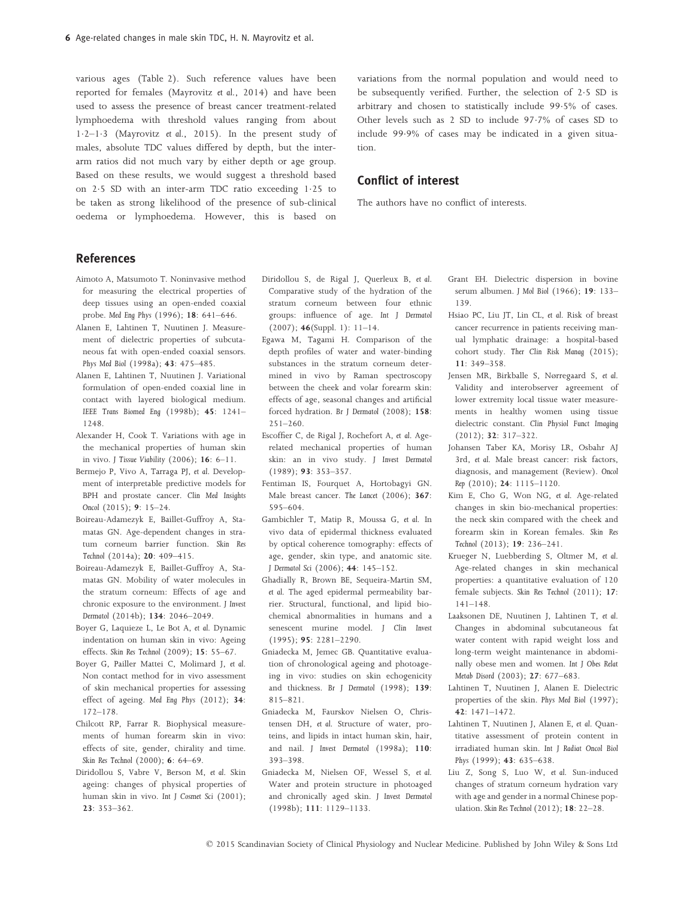various ages (Table 2). Such reference values have been reported for females (Mayrovitz *et al.*, 2014) and have been used to assess the presence of breast cancer treatment-related lymphoedema with threshold values ranging from about 1·2–1·3 (Mayrovitz *et al.*, 2015). In the present study of males, absolute TDC values differed by depth, but the inter-arm ratios did not much vary by either depth or age group. Based on these results, we would suggest a threshold based on 2·5 SD with an inter-arm TDC ratio exceeding 1·25 to be taken as strong likelihood of the presence of sub-clinical oedema or lymphoedema. However, this is based on variations from the normal population and would need to be subsequently verified. Further, the selection of 2·5 SD is arbitrary and chosen to statistically include 99·5% of cases. Other levels such as 2 SD to include 97·7% of cases SD to include 99·9% of cases may be indicated in a given situation.

## Conflict of interest

The authors have no conflict of interests.

## References

Aimoto A, Matsumoto T. Noninvasive method for measuring the electrical properties of deep tissues using an open-ended coaxial probe. *Med Eng Phys* (1996); **18**: 641–646.

Alanen E, Lahtinen T, Nuutinen J. Measurement of dielectric properties of subcutaneous fat with open-ended coaxial sensors. *Phys Med Biol* (1998a); **43**: 475–485.

Alanen E, Lahtinen T, Nuutinen J. Variational formulation of open-ended coaxial line in contact with layered biological medium. *IEEE Trans Biomed Eng* (1998b); **45**: 1241–1248.

Alexander H, Cook T. Variations with age in the mechanical properties of human skin in vivo. *J Tissue Viability* (2006); **16**: 6–11.

Bermejo P, Vivo A, Tarraga PJ, *et al.* Development of interpretable predictive models for BPH and prostate cancer. *Clin Med Insights Oncol* (2015); **9**: 15–24.

Boireau-Adamezyk E, Baillet-Guffroy A, Stamatas GN. Age-dependent changes in stratum corneum barrier function. *Skin Res Technol* (2014a); **20**: 409–415.

Boireau-Adamezyk E, Baillet-Guffroy A, Stamatas GN. Mobility of water molecules in the stratum corneum: Effects of age and chronic exposure to the environment. *J Invest Dermatol* (2014b); **134**: 2046–2049.

Boyer G, Laquieze L, Le Bot A, *et al.* Dynamic indentation on human skin in vivo: Ageing effects. *Skin Res Technol* (2009); **15**: 55–67.

Boyer G, Pailler Mattei C, Molimard J, *et al.* Non contact method for in vivo assessment of skin mechanical properties for assessing effect of ageing. *Med Eng Phys* (2012); **34**: 172–178.

Chilcott RP, Farrar R. Biophysical measurements of human forearm skin in vivo: effects of site, gender, chirality and time. *Skin Res Technol* (2000); **6**: 64–69.

Diridollou S, Vabre V, Berson M, *et al.* Skin ageing: changes of physical properties of human skin in vivo. *Int J Cosmet Sci* (2001); **23**: 353–362.

Diridollou S, de Rigal J, Querleux B, *et al.* Comparative study of the hydration of the stratum corneum between four ethnic groups: influence of age. *Int J Dermatol* (2007); **46**(Suppl. 1): 11–14.

Egawa M, Tagami H. Comparison of the depth profiles of water and water-binding substances in the stratum corneum determined in vivo by Raman spectroscopy between the cheek and volar forearm skin: effects of age, seasonal changes and artificial forced hydration. *Br J Dermatol* (2008); **158**: 251–260.

Escoffier C, de Rigal J, Rochefort A, *et al.* Age-related mechanical properties of human skin: an in vivo study. *J Invest Dermatol* (1989); **93**: 353–357.

Fentiman IS, Fourquet A, Hortobagyi GN. Male breast cancer. *The Lancet* (2006); **367**: 595–604.

Gambichler T, Matip R, Moussa G, *et al.* In vivo data of epidermal thickness evaluated by optical coherence tomography: effects of age, gender, skin type, and anatomic site. *J Dermatol Sci* (2006); **44**: 145–152.

Ghadially R, Brown BE, Sequeira-Martin SM, *et al.* The aged epidermal permeability barrier. Structural, functional, and lipid biochemical abnormalities in humans and a senescent murine model. *J Clin Invest* (1995); **95**: 2281–2290.

Gniadecka M, Jemec GB. Quantitative evaluation of chronological ageing and photoageing in vivo: studies on skin echogenicity and thickness. *Br J Dermatol* (1998); **139**: 815–821.

Gniadecka M, Faurskov Nielsen O, Christensen DH, *et al.* Structure of water, proteins, and lipids in intact human skin, hair, and nail. *J Invest Dermatol* (1998a); **110**: 393–398.

Gniadecka M, Nielsen OF, Wessel S, *et al.* Water and protein structure in photoaged and chronically aged skin. *J Invest Dermatol* (1998b); **111**: 1129–1133.

Grant EH. Dielectric dispersion in bovine serum albumen. *J Mol Biol* (1966); **19**: 133–139.

Hsiao PC, Liu JT, Lin CL, *et al.* Risk of breast cancer recurrence in patients receiving manual lymphatic drainage: a hospital-based cohort study. *Ther Clin Risk Manag* (2015); **11**: 349–358.

Jensen MR, Birkballe S, Nørregaard S, *et al.* Validity and interobserver agreement of lower extremity local tissue water measurements in healthy women using tissue dielectric constant. *Clin Physiol Funct Imaging* (2012); **32**: 317–322.

Johansen Taber KA, Morisy LR, Osbahr AJ 3rd, *et al.* Male breast cancer: risk factors, diagnosis, and management (Review). *Oncol Rep* (2010); **24**: 1115–1120.

Kim E, Cho G, Won NG, *et al.* Age-related changes in skin bio-mechanical properties: the neck skin compared with the cheek and forearm skin in Korean females. *Skin Res Technol* (2013); **19**: 236–241.

Krueger N, Luebberding S, Oltmer M, *et al.* Age-related changes in skin mechanical properties: a quantitative evaluation of 120 female subjects. *Skin Res Technol* (2011); **17**: 141–148.

Laaksonen DE, Nuutinen J, Lahtinen T, *et al.* Changes in abdominal subcutaneous fat water content with rapid weight loss and long-term weight maintenance in abdominally obese men and women. *Int J Obes Relat Metab Disord* (2003); **27**: 677–683.

Lahtinen T, Nuutinen J, Alanen E. Dielectric properties of the skin. *Phys Med Biol* (1997); **42**: 1471–1472.

Lahtinen T, Nuutinen J, Alanen E, *et al.* Quantitative assessment of protein content in irradiated human skin. *Int J Radiat Oncol Biol Phys* (1999); **43**: 635–638.

Liu Z, Song S, Luo W, *et al.* Sun-induced changes of stratum corneum hydration vary with age and gender in a normal Chinese population. *Skin Res Technol* (2012); **18**: 22–28.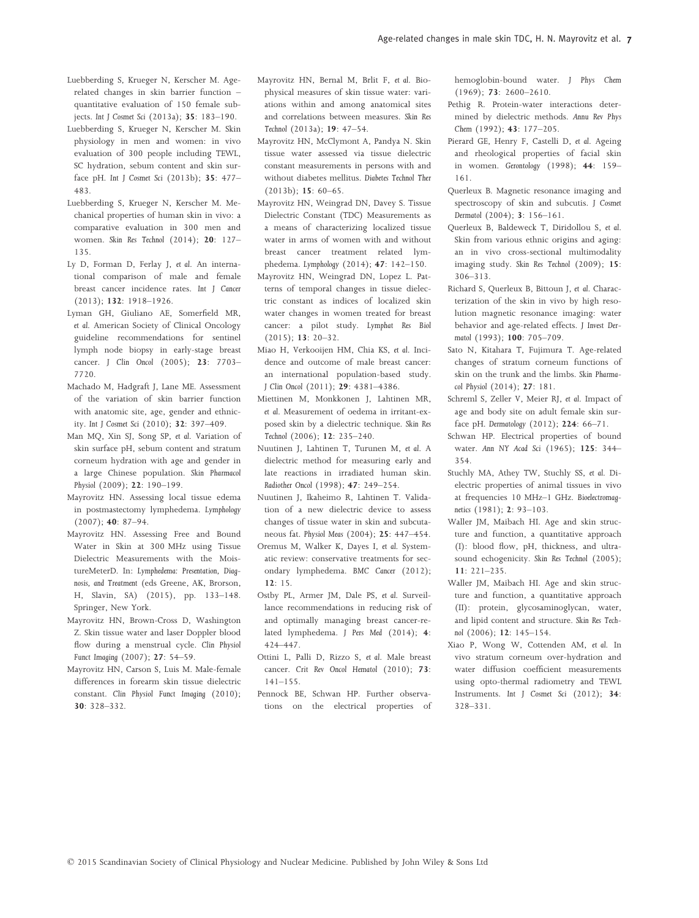Luebberding S, Krueger N, Kerscher M. Age-related changes in skin barrier function – quantitative evaluation of 150 female subjects. *Int J Cosmet Sci* (2013a); **35**: 183–190.

Luebberding S, Krueger N, Kerscher M. Skin physiology in men and women: in vivo evaluation of 300 people including TEWL, SC hydration, sebum content and skin surface pH. *Int J Cosmet Sci* (2013b); **35**: 477–483.

Luebberding S, Krueger N, Kerscher M. Mechanical properties of human skin in vivo: a comparative evaluation in 300 men and women. *Skin Res Technol* (2014); **20**: 127–135.

Ly D, Forman D, Ferlay J, *et al*. An international comparison of male and female breast cancer incidence rates. *Int J Cancer* (2013); **132**: 1918–1926.

Lyman GH, Giuliano AE, Somerfield MR, *et al*. American Society of Clinical Oncology guideline recommendations for sentinel lymph node biopsy in early-stage breast cancer. *J Clin Oncol* (2005); **23**: 7703–7720.

Machado M, Hadgraft J, Lane ME. Assessment of the variation of skin barrier function with anatomic site, age, gender and ethnicity. *Int J Cosmet Sci* (2010); **32**: 397–409.

Man MQ, Xin SJ, Song SP, *et al*. Variation of skin surface pH, sebum content and stratum corneum hydration with age and gender in a large Chinese population. *Skin Pharmacol Physiol* (2009); **22**: 190–199.

Mayrovitz HN. Assessing local tissue edema in postmastectomy lymphedema. *Lymphology* (2007); **40**: 87–94.

Mayrovitz HN. Assessing Free and Bound Water in Skin at 300 MHz using Tissue Dielectric Measurements with the MoistureMeterD. In: *Lymphedema: Presentation, Diagnosis, and Treatment* (eds Greene, AK, Brorson, H, Slavin, SA) (2015), pp. 133–148. Springer, New York.

Mayrovitz HN, Brown-Cross D, Washington Z. Skin tissue water and laser Doppler blood flow during a menstrual cycle. *Clin Physiol Funct Imaging* (2007); **27**: 54–59.

Mayrovitz HN, Carson S, Luis M. Male-female differences in forearm skin tissue dielectric constant. *Clin Physiol Funct Imaging* (2010); **30**: 328–332.

Mayrovitz HN, Bernal M, Brlit F, *et al*. Biophysical measures of skin tissue water: variations within and among anatomical sites and correlations between measures. *Skin Res Technol* (2013a); **19**: 47–54.

Mayrovitz HN, McClymont A, Pandya N. Skin tissue water assessed via tissue dielectric constant measurements in persons with and without diabetes mellitus. *Diabetes Technol Ther* (2013b); **15**: 60–65.

Mayrovitz HN, Weingrad DN, Davey S. Tissue Dielectric Constant (TDC) Measurements as a means of characterizing localized tissue water in arms of women with and without breast cancer treatment related lymphedema. *Lymphology* (2014); **47**: 142–150.

Mayrovitz HN, Weingrad DN, Lopez L. Patterns of temporal changes in tissue dielectric constant as indices of localized skin water changes in women treated for breast cancer: a pilot study. *Lymphat Res Biol* (2015); **13**: 20–32.

Miao H, Verkooijen HM, Chia KS, *et al*. Incidence and outcome of male breast cancer: an international population-based study. *J Clin Oncol* (2011); **29**: 4381–4386.

Miettinen M, Monkkonen J, Lahtinen MR, *et al*. Measurement of oedema in irritant-exposed skin by a dielectric technique. *Skin Res Technol* (2006); **12**: 235–240.

Nuutinen J, Lahtinen T, Turunen M, *et al*. A dielectric method for measuring early and late reactions in irradiated human skin. *Radiother Oncol* (1998); **47**: 249–254.

Nuutinen J, Ikaheimo R, Lahtinen T. Validation of a new dielectric device to assess changes of tissue water in skin and subcutaneous fat. *Physiol Meas* (2004); **25**: 447–454.

Oremus M, Walker K, Dayes I, *et al*. Systematic review: conservative treatments for secondary lymphedema. *BMC Cancer* (2012); **12**: 15.

Ostby PL, Armer JM, Dale PS, *et al*. Surveillance recommendations in reducing risk of and optimally managing breast cancer-related lymphedema. *J Pers Med* (2014); **4**: 424–447.

Ottini L, Palli D, Rizzo S, *et al*. Male breast cancer. *Crit Rev Oncol Hematol* (2010); **73**: 141–155.

Pennock BE, Schwan HP. Further observations on the electrical properties of hemoglobin-bound water. *J Phys Chem* (1969); **73**: 2600–2610.

Pethig R. Protein-water interactions determined by dielectric methods. *Annu Rev Phys Chem* (1992); **43**: 177–205.

Pierard GE, Henry F, Castelli D, *et al*. Ageing and rheological properties of facial skin in women. *Gerontology* (1998); **44**: 159–161.

Querleux B. Magnetic resonance imaging and spectroscopy of skin and subcutis. *J Cosmet Dermatol* (2004); **3**: 156–161.

Querleux B, Baldeweck T, Diridollou S, *et al*. Skin from various ethnic origins and aging: an in vivo cross-sectional multimodality imaging study. *Skin Res Technol* (2009); **15**: 306–313.

Richard S, Querleux B, Bittoun J, *et al*. Characterization of the skin in vivo by high resolution magnetic resonance imaging: water behavior and age-related effects. *J Invest Dermatol* (1993); **100**: 705–709.

Sato N, Kitahara T, Fujimura T. Age-related changes of stratum corneum functions of skin on the trunk and the limbs. *Skin Pharmacol Physiol* (2014); **27**: 181.

Schreml S, Zeller V, Meier RJ, *et al*. Impact of age and body site on adult female skin surface pH. *Dermatology* (2012); **224**: 66–71.

Schwan HP. Electrical properties of bound water. *Ann NY Acad Sci* (1965); **125**: 344–354.

Stuchly MA, Athey TW, Stuchly SS, *et al*. Dielectric properties of animal tissues in vivo at frequencies 10 MHz–1 GHz. *Bioelectromagnetics* (1981); **2**: 93–103.

Waller JM, Maibach HI. Age and skin structure and function, a quantitative approach (I): blood flow, pH, thickness, and ultrasound echogenicity. *Skin Res Technol* (2005); **11**: 221–235.

Waller JM, Maibach HI. Age and skin structure and function, a quantitative approach (II): protein, glycosaminoglycan, water, and lipid content and structure. *Skin Res Technol* (2006); **12**: 145–154.

Xiao P, Wong W, Cottenden AM, *et al*. In vivo stratum corneum over-hydration and water diffusion coefficient measurements using opto-thermal radiometry and TEWL Instruments. *Int J Cosmet Sci* (2012); **34**: 328–331.